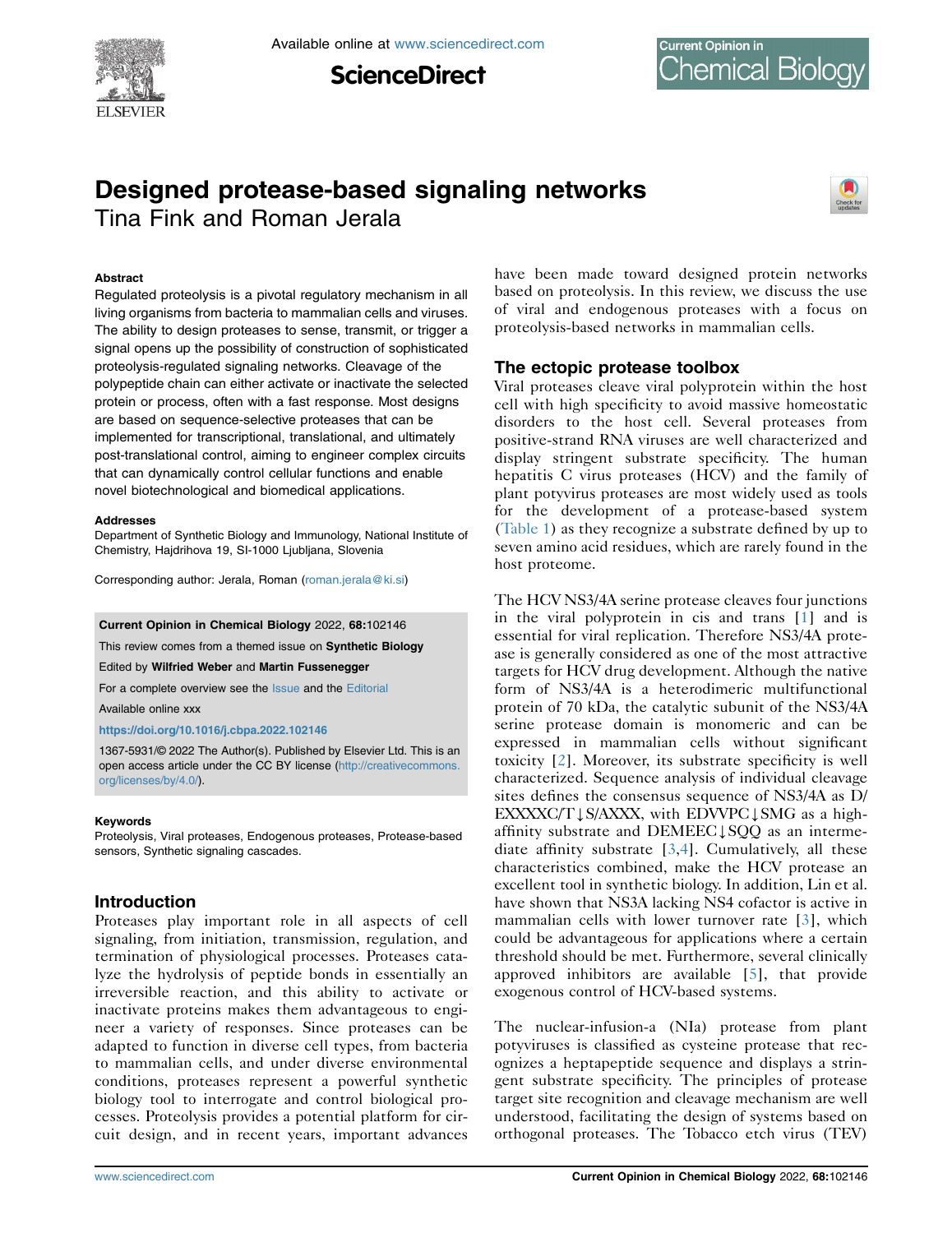# Designed protease-based signaling networks

Tina Fink and Roman Jerala

### Abstract

Regulated proteolysis is a pivotal regulatory mechanism in all living organisms from bacteria to mammalian cells and viruses. The ability to design proteases to sense, transmit, or trigger a signal opens up the possibility of construction of sophisticated proteolysis-regulated signaling networks. Cleavage of the polypeptide chain can either activate or inactivate the selected protein or process, often with a fast response. Most designs are based on sequence-selective proteases that can be implemented for transcriptional, translational, and ultimately post-translational control, aiming to engineer complex circuits that can dynamically control cellular functions and enable novel biotechnological and biomedical applications.

### Addresses

Department of Synthetic Biology and Immunology, National Institute of Chemistry, Hajdrihova 19, SI-1000 Ljubljana, Slovenia

Corresponding author: Jerala, Roman (roman.jerala@ki.si)

**Current Opinion in Chemical Biology** 2022, **68**:102146

This review comes from a themed issue on **Synthetic Biology**

Edited by **Wilfried Weber** and **Martin Fussenegger**

For a complete overview see the Issue and the Editorial

Available online xxx

https://doi.org/10.1016/j.cbpa.2022.102146

1367-5931/© 2022 The Author(s). Published by Elsevier Ltd. This is an open access article under the CC BY license (http://creativecommons.org/licenses/by/4.0/).

### Keywords

Proteolysis, Viral proteases, Endogenous proteases, Protease-based sensors, Synthetic signaling cascades.

## Introduction

Proteases play important role in all aspects of cell signaling, from initiation, transmission, regulation, and termination of physiological processes. Proteases catalyze the hydrolysis of peptide bonds in essentially an irreversible reaction, and this ability to activate or inactivate proteins makes them advantageous to engineer a variety of responses. Since proteases can be adapted to function in diverse cell types, from bacteria to mammalian cells, and under diverse environmental conditions, proteases represent a powerful synthetic biology tool to interrogate and control biological processes. Proteolysis provides a potential platform for circuit design, and in recent years, important advances have been made toward designed protein networks based on proteolysis. In this review, we discuss the use of viral and endogenous proteases with a focus on proteolysis-based networks in mammalian cells.

## The ectopic protease toolbox

Viral proteases cleave viral polyprotein within the host cell with high specificity to avoid massive homeostatic disorders to the host cell. Several proteases from positive-strand RNA viruses are well characterized and display stringent substrate specificity. The human hepatitis C virus proteases (HCV) and the family of plant potyvirus proteases are most widely used as tools for the development of a protease-based system (Table 1) as they recognize a substrate defined by up to seven amino acid residues, which are rarely found in the host proteome.

The HCV NS3/4A serine protease cleaves four junctions in the viral polyprotein in cis and trans [1] and is essential for viral replication. Therefore NS3/4A protease is generally considered as one of the most attractive targets for HCV drug development. Although the native form of NS3/4A is a heterodimeric multifunctional protein of 70 kDa, the catalytic subunit of the NS3/4A serine protease domain is monomeric and can be expressed in mammalian cells without significant toxicity [2]. Moreover, its substrate specificity is well characterized. Sequence analysis of individual cleavage sites defines the consensus sequence of NS3/4A as D/EXXXXC/T↓S/AXXX, with EDVVPC↓SMG as a high-affinity substrate and DEMEEC↓SQQ as an intermediate affinity substrate [3,4]. Cumulatively, all these characteristics combined, make the HCV protease an excellent tool in synthetic biology. In addition, Lin et al. have shown that NS3A lacking NS4 cofactor is active in mammalian cells with lower turnover rate [3], which could be advantageous for applications where a certain threshold should be met. Furthermore, several clinically approved inhibitors are available [5], that provide exogenous control of HCV-based systems.

The nuclear-infusion-a (NIa) protease from plant potyviruses is classified as cysteine protease that recognizes a heptapeptide sequence and displays a stringent substrate specificity. The principles of protease target site recognition and cleavage mechanism are well understood, facilitating the design of systems based on orthogonal proteases. The Tobacco etch virus (TEV)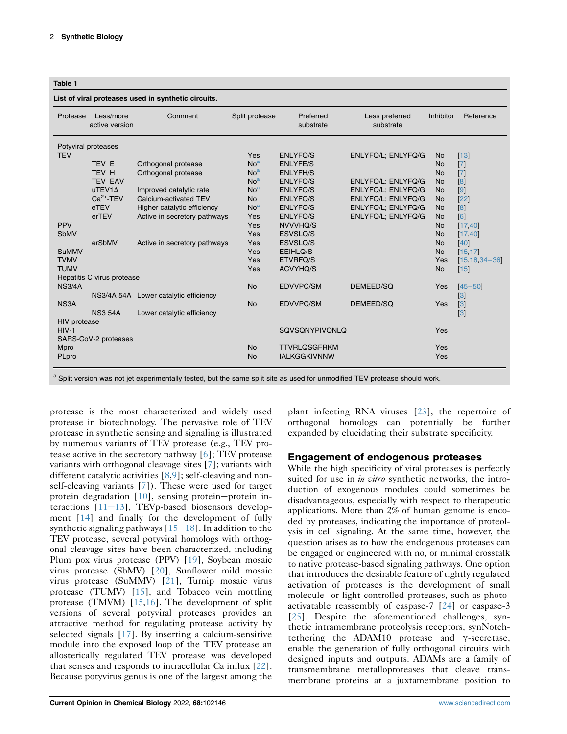**Table 1**

**List of viral proteases used in synthetic circuits.**

| Protease | Less/more active version | Comment | Split protease | Preferred substrate | Less preferred substrate | Inhibitor | Reference |
|---|---|---|---|---|---|---|---|
| Potyviral proteases | | | | | | | |
| TEV | | | Yes | ENLYFQ/S | ENLYFQ/L; ENLYFQ/G | No | [13] |
| | TEV_E | Orthogonal protease | No[a] | ENLYFE/S | | No | [7] |
| | TEV_H | Orthogonal protease | No[a] | ENLYFH/S | | No | [7] |
| | TEV_EAV | | No[a] | ENLYFQ/S | ENLYFQ/L; ENLYFQ/G | No | [8] |
| | uTEV1Δ_ | Improved catalytic rate | No[a] | ENLYFQ/S | ENLYFQ/L; ENLYFQ/G | No | [9] |
| | $Ca^{2+}$-TEV | Calcium-activated TEV | No | ENLYFQ/S | ENLYFQ/L; ENLYFQ/G | No | [22] |
| | eTEV | Higher catalytic efficiency | No[a] | ENLYFQ/S | ENLYFQ/L; ENLYFQ/G | No | [8] |
| | erTEV | Active in secretory pathways | Yes | ENLYFQ/S | ENLYFQ/L; ENLYFQ/G | No | [6] |
| PPV | | | Yes | NVVVHQ/S | | No | [17,40] |
| SbMV | | | Yes | ESVSLQ/S | | No | [17,40] |
| | erSbMV | Active in secretory pathways | Yes | ESVSLQ/S | | No | [40] |
| SuMMV | | | Yes | EEIHLQ/S | | No | [15,17] |
| TVMV | | | Yes | ETVRFQ/S | | Yes | [15,18,34–36] |
| TUMV | | | Yes | ACVYHQ/S | | No | [15] |
| Hepatitis C virus protease | | | | | | | |
| NS3/4A | | | No | EDVVPC/SM | DEMEED/SQ | Yes | [45–50] |
| | NS3/4A 54A | Lower catalytic efficiency | | | | | [3] |
| NS3A | | | No | EDVVPC/SM | DEMEED/SQ | Yes | [3] |
| | NS3 54A | Lower catalytic efficiency | | | | | [3] |
| HIV protease | | | | | | | |
| HIV-1 | | | | SQVSQNYPIVQNLQ | | Yes | |
| SARS-CoV-2 proteases | | | | | | | |
| Mpro | | | No | TTVRLQSGFRKM | | Yes | |
| PLpro | | | No | IALKGGKIVNNW | | Yes | |

[a] Split version was not jet experimentally tested, but the same split site as used for unmodified TEV protease should work.

protease is the most characterized and widely used protease in biotechnology. The pervasive role of TEV protease in synthetic sensing and signaling is illustrated by numerous variants of TEV protease (e.g., TEV protease active in the secretory pathway [6]; TEV protease variants with orthogonal cleavage sites [7]; variants with different catalytic activities [8,9]; self-cleaving and non-self-cleaving variants [7]). These were used for target protein degradation [10], sensing protein–protein interactions [11–13], TEVp-based biosensors development [14] and finally for the development of fully synthetic signaling pathways [15–18]. In addition to the TEV protease, several potyviral homologs with orthogonal cleavage sites have been characterized, including Plum pox virus protease (PPV) [19], Soybean mosaic virus protease (SbMV) [20], Sunflower mild mosaic virus protease (SuMMV) [21], Turnip mosaic virus protease (TUMV) [15], and Tobacco vein mottling protease (TMVM) [15,16]. The development of split versions of several potyviral proteases provides an attractive method for regulating protease activity by selected signals [17]. By inserting a calcium-sensitive module into the exposed loop of the TEV protease an allosterically regulated TEV protease was developed that senses and responds to intracellular Ca influx [22]. Because potyvirus genus is one of the largest among the plant infecting RNA viruses [23], the repertoire of orthogonal homologs can potentially be further expanded by elucidating their substrate specificity.

## Engagement of endogenous proteases

While the high specificity of viral proteases is perfectly suited for use in *in vitro* synthetic networks, the introduction of exogenous modules could sometimes be disadvantageous, especially with respect to therapeutic applications. More than 2% of human genome is encoded by proteases, indicating the importance of proteolysis in cell signaling. At the same time, however, the question arises as to how the endogenous proteases can be engaged or engineered with no, or minimal crosstalk to native protease-based signaling pathways. One option that introduces the desirable feature of tightly regulated activation of proteases is the development of small molecule- or light-controlled proteases, such as photoactivatable reassembly of caspase-7 [24] or caspase-3 [25]. Despite the aforementioned challenges, synthetic intramembrane proteolysis receptors, synNotch-tethering the ADAM10 protease and γ-secretase, enable the generation of fully orthogonal circuits with designed inputs and outputs. ADAMs are a family of transmembrane metalloproteases that cleave transmembrane proteins at a juxtamembrane position to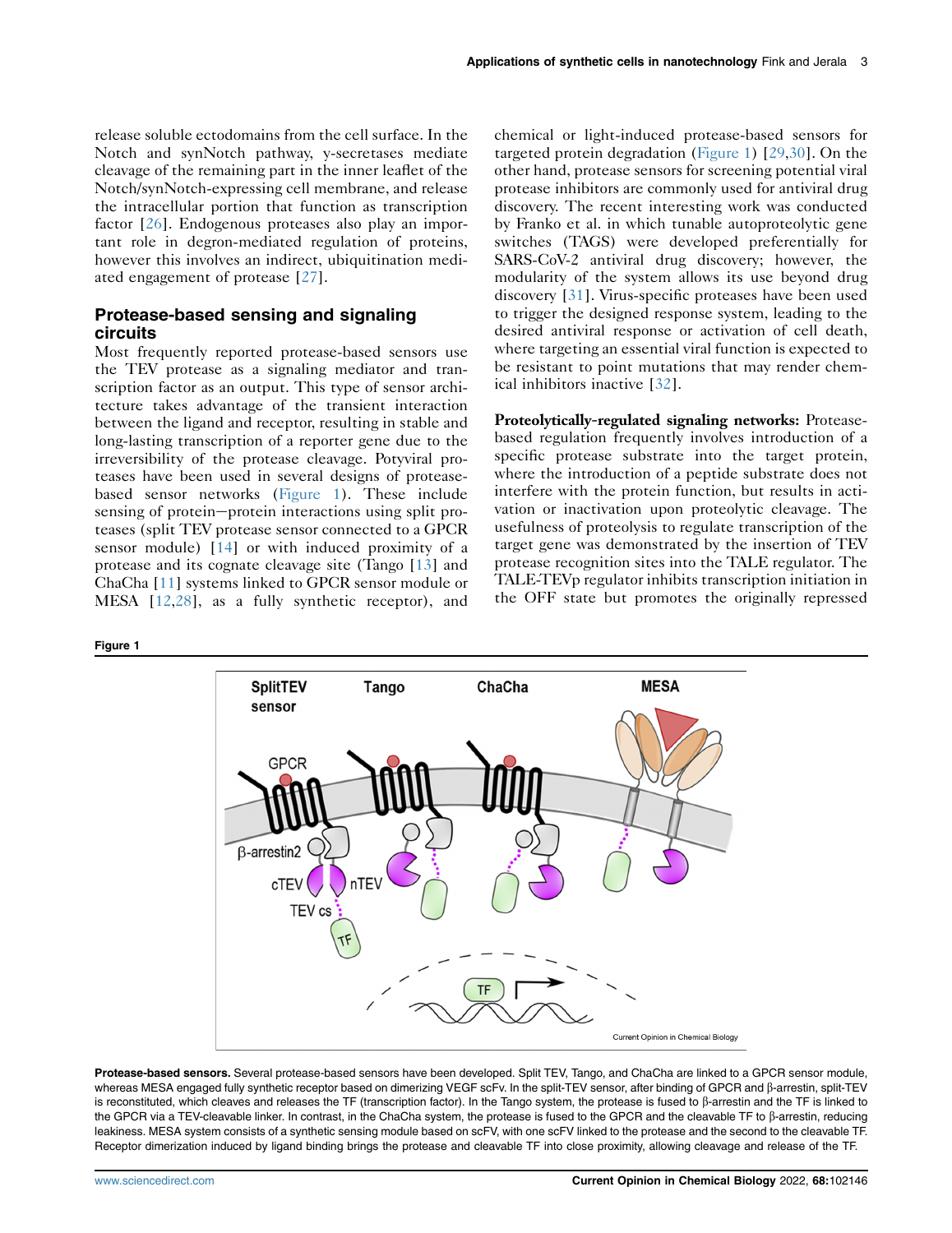release soluble ectodomains from the cell surface. In the Notch and synNotch pathway, γ-secretases mediate cleavage of the remaining part in the inner leaflet of the Notch/synNotch-expressing cell membrane, and release the intracellular portion that function as transcription factor [26]. Endogenous proteases also play an important role in degron-mediated regulation of proteins, however this involves an indirect, ubiquitination mediated engagement of protease [27].

## Protease-based sensing and signaling circuits

Most frequently reported protease-based sensors use the TEV protease as a signaling mediator and transcription factor as an output. This type of sensor architecture takes advantage of the transient interaction between the ligand and receptor, resulting in stable and long-lasting transcription of a reporter gene due to the irreversibility of the protease cleavage. Potyviral proteases have been used in several designs of protease-based sensor networks (Figure 1). These include sensing of protein–protein interactions using split proteases (split TEV protease sensor connected to a GPCR sensor module) [14] or with induced proximity of a protease and its cognate cleavage site (Tango [13] and ChaCha [11] systems linked to GPCR sensor module or MESA [12,28], as a fully synthetic receptor), and chemical or light-induced protease-based sensors for targeted protein degradation (Figure 1) [29,30]. On the other hand, protease sensors for screening potential viral protease inhibitors are commonly used for antiviral drug discovery. The recent interesting work was conducted by Franko et al. in which tunable autoproteolytic gene switches (TAGS) were developed preferentially for SARS-CoV-2 antiviral drug discovery; however, the modularity of the system allows its use beyond drug discovery [31]. Virus-specific proteases have been used to trigger the designed response system, leading to the desired antiviral response or activation of cell death, where targeting an essential viral function is expected to be resistant to point mutations that may render chemical inhibitors inactive [32].

**Proteolytically-regulated signaling networks:** Protease-based regulation frequently involves introduction of a specific protease substrate into the target protein, where the introduction of a peptide substrate does not interfere with the protein function, but results in activation or inactivation upon proteolytic cleavage. The usefulness of proteolysis to regulate transcription of the target gene was demonstrated by the insertion of TEV protease recognition sites into the TALE regulator. The TALE-TEVp regulator inhibits transcription initiation in the OFF state but promotes the originally repressed

**Figure 1**

**Protease-based sensors.** Several protease-based sensors have been developed. Split TEV, Tango, and ChaCha are linked to a GPCR sensor module, whereas MESA engaged fully synthetic receptor based on dimerizing VEGF scFv. In the split-TEV sensor, after binding of GPCR and β-arrestin, split-TEV is reconstituted, which cleaves and releases the TF (transcription factor). In the Tango system, the protease is fused to β-arrestin and the TF is linked to the GPCR via a TEV-cleavable linker. In contrast, in the ChaCha system, the protease is fused to the GPCR and the cleavable TF to β-arrestin, reducing leakiness. MESA system consists of a synthetic sensing module based on scFV, with one scFV linked to the protease and the second to the cleavable TF. Receptor dimerization induced by ligand binding brings the protease and cleavable TF into close proximity, allowing cleavage and release of the TF.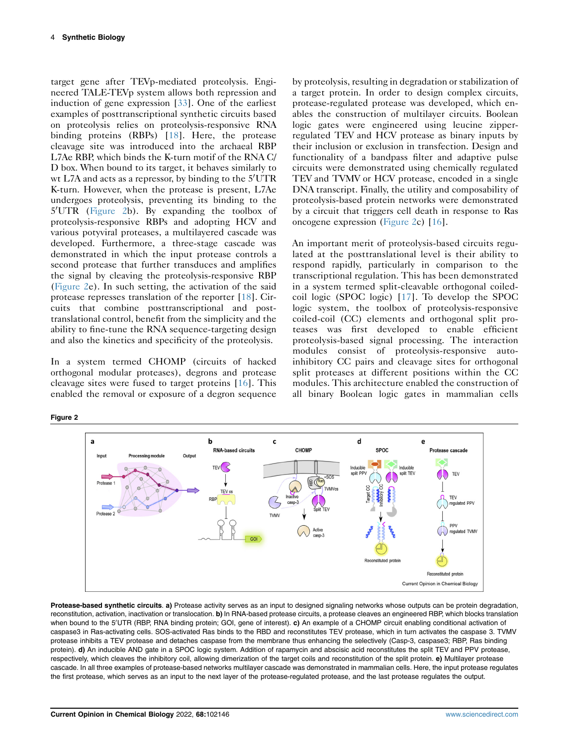target gene after TEVp-mediated proteolysis. Engineered TALE-TEVp system allows both repression and induction of gene expression [33]. One of the earliest examples of posttranscriptional synthetic circuits based on proteolysis relies on proteolysis-responsive RNA binding proteins (RBPs) [18]. Here, the protease cleavage site was introduced into the archaeal RBP L7Ae RBP, which binds the K-turn motif of the RNA C/D box. When bound to its target, it behaves similarly to wt L7A and acts as a repressor, by binding to the 5′UTR K-turn. However, when the protease is present, L7Ae undergoes proteolysis, preventing its binding to the 5′UTR (Figure 2b). By expanding the toolbox of proteolysis-responsive RBPs and adopting HCV and various potyviral proteases, a multilayered cascade was developed. Furthermore, a three-stage cascade was demonstrated in which the input protease controls a second protease that further transduces and amplifies the signal by cleaving the proteolysis-responsive RBP (Figure 2e). In such setting, the activation of the said protease represses translation of the reporter [18]. Circuits that combine posttranscriptional and posttranslational control, benefit from the simplicity and the ability to fine-tune the RNA sequence-targeting design and also the kinetics and specificity of the proteolysis.

In a system termed CHOMP (circuits of hacked orthogonal modular proteases), degrons and protease cleavage sites were fused to target proteins [16]. This enabled the removal or exposure of a degron sequence by proteolysis, resulting in degradation or stabilization of a target protein. In order to design complex circuits, protease-regulated protease was developed, which enables the construction of multilayer circuits. Boolean logic gates were engineered using leucine zipper-regulated TEV and HCV protease as binary inputs by their inclusion or exclusion in transfection. Design and functionality of a bandpass filter and adaptive pulse circuits were demonstrated using chemically regulated TEV and TVMV or HCV protease, encoded in a single DNA transcript. Finally, the utility and composability of proteolysis-based protein networks were demonstrated by a circuit that triggers cell death in response to Ras oncogene expression (Figure 2c) [16].

An important merit of proteolysis-based circuits regulated at the posttranslational level is their ability to respond rapidly, particularly in comparison to the transcriptional regulation. This has been demonstrated in a system termed split-cleavable orthogonal coiled-coil logic (SPOC logic) [17]. To develop the SPOC logic system, the toolbox of proteolysis-responsive coiled-coil (CC) elements and orthogonal split proteases was first developed to enable efficient proteolysis-based signal processing. The interaction modules consist of proteolysis-responsive auto-inhibitory CC pairs and cleavage sites for orthogonal split proteases at different positions within the CC modules. This architecture enabled the construction of all binary Boolean logic gates in mammalian cells

**Figure 2**

**Protease-based synthetic circuits**. **a)** Protease activity serves as an input to designed signaling networks whose outputs can be protein degradation, reconstitution, activation, inactivation or translocation. **b)** In RNA-based protease circuits, a protease cleaves an engineered RBP, which blocks translation when bound to the 5′UTR (RBP, RNA binding protein; GOI, gene of interest). **c)** An example of a CHOMP circuit enabling conditional activation of caspase3 in Ras-activating cells. SOS-activated Ras binds to the RBD and reconstitutes TEV protease, which in turn activates the caspase 3. TVMV protease inhibits a TEV protease and detaches caspase from the membrane thus enhancing the selectively (Casp-3, caspase3; RBP, Ras binding protein). **d)** An inducible AND gate in a SPOC logic system. Addition of rapamycin and abscisic acid reconstitutes the split TEV and PPV protease, respectively, which cleaves the inhibitory coil, allowing dimerization of the target coils and reconstitution of the split protein. **e)** Multilayer protease cascade. In all three examples of protease-based networks multilayer cascade was demonstrated in mammalian cells. Here, the input protease regulates the first protease, which serves as an input to the next layer of the protease-regulated protease, and the last protease regulates the output.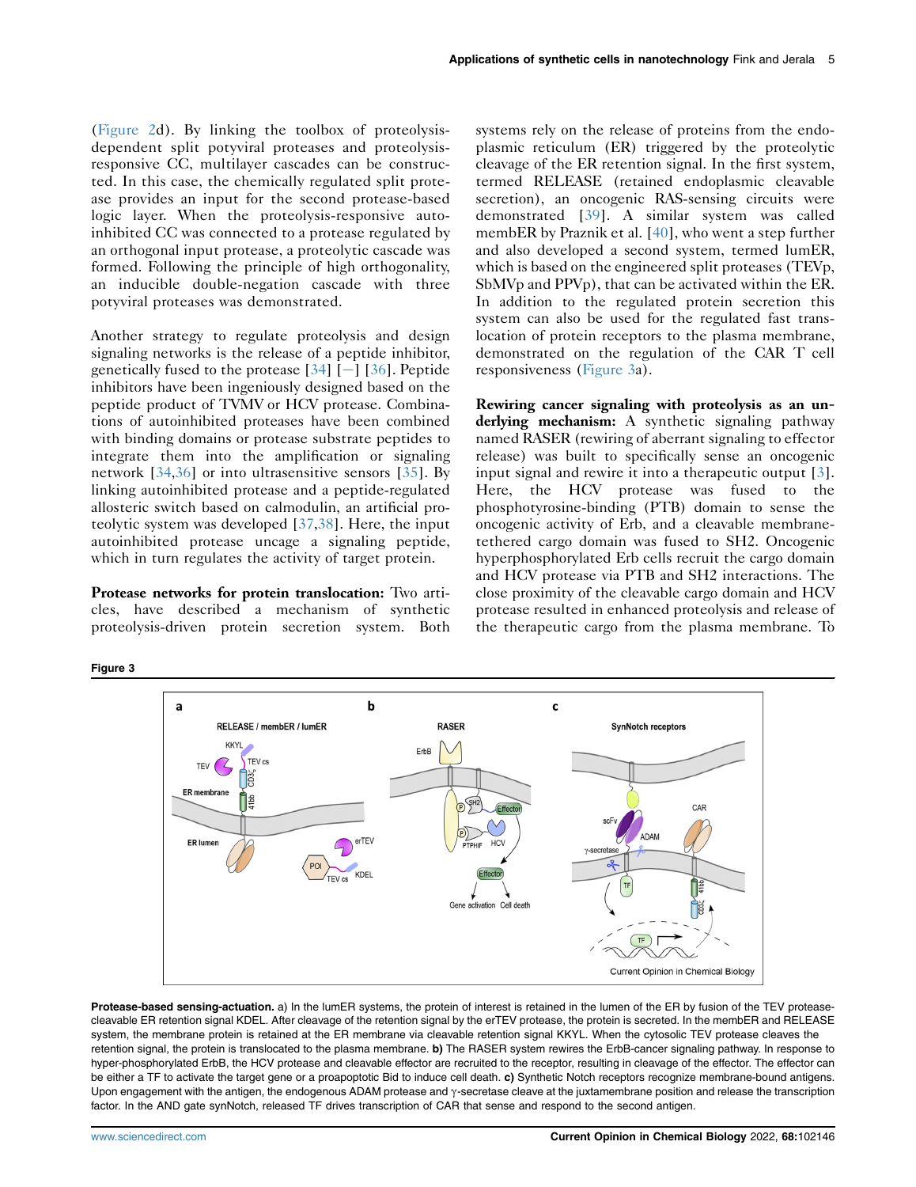(Figure 2d). By linking the toolbox of proteolysis-dependent split potyviral proteases and proteolysis-responsive CC, multilayer cascades can be constructed. In this case, the chemically regulated split protease provides an input for the second protease-based logic layer. When the proteolysis-responsive autoinhibited CC was connected to a protease regulated by an orthogonal input protease, a proteolytic cascade was formed. Following the principle of high orthogonality, an inducible double-negation cascade with three potyviral proteases was demonstrated.

Another strategy to regulate proteolysis and design signaling networks is the release of a peptide inhibitor, genetically fused to the protease [34] [−] [36]. Peptide inhibitors have been ingeniously designed based on the peptide product of TVMV or HCV protease. Combinations of autoinhibited proteases have been combined with binding domains or protease substrate peptides to integrate them into the amplification or signaling network [34,36] or into ultrasensitive sensors [35]. By linking autoinhibited protease and a peptide-regulated allosteric switch based on calmodulin, an artificial proteolytic system was developed [37,38]. Here, the input autoinhibited protease uncage a signaling peptide, which in turn regulates the activity of target protein.

**Protease networks for protein translocation:** Two articles, have described a mechanism of synthetic proteolysis-driven protein secretion system. Both systems rely on the release of proteins from the endoplasmic reticulum (ER) triggered by the proteolytic cleavage of the ER retention signal. In the first system, termed RELEASE (retained endoplasmic cleavable secretion), an oncogenic RAS-sensing circuits were demonstrated [39]. A similar system was called membER by Praznik et al. [40], who went a step further and also developed a second system, termed lumER, which is based on the engineered split proteases (TEVp, SbMVp and PPVp), that can be activated within the ER. In addition to the regulated protein secretion this system can also be used for the regulated fast translocation of protein receptors to the plasma membrane, demonstrated on the regulation of the CAR T cell responsiveness (Figure 3a).

**Rewiring cancer signaling with proteolysis as an underlying mechanism:** A synthetic signaling pathway named RASER (rewiring of aberrant signaling to effector release) was built to specifically sense an oncogenic input signal and rewire it into a therapeutic output [3]. Here, the HCV protease was fused to the phosphotyrosine-binding (PTB) domain to sense the oncogenic activity of Erb, and a cleavable membrane-tethered cargo domain was fused to SH2. Oncogenic hyperphosphorylated Erb cells recruit the cargo domain and HCV protease via PTB and SH2 interactions. The close proximity of the cleavable cargo domain and HCV protease resulted in enhanced proteolysis and release of the therapeutic cargo from the plasma membrane. To

Figure 3

**Protease-based sensing-actuation.** a) In the lumER systems, the protein of interest is retained in the lumen of the ER by fusion of the TEV protease-cleavable ER retention signal KDEL. After cleavage of the retention signal by the erTEV protease, the protein is secreted. In the membER and RELEASE system, the membrane protein is retained at the ER membrane via cleavable retention signal KKYL. When the cytosolic TEV protease cleaves the retention signal, the protein is translocated to the plasma membrane. **b)** The RASER system rewires the ErbB-cancer signaling pathway. In response to hyper-phosphorylated ErbB, the HCV protease and cleavable effector are recruited to the receptor, resulting in cleavage of the effector. The effector can be either a TF to activate the target gene or a proapoptotic Bid to induce cell death. **c)** Synthetic Notch receptors recognize membrane-bound antigens. Upon engagement with the antigen, the endogenous ADAM protease and γ-secretase cleave at the juxtamembrane position and release the transcription factor. In the AND gate synNotch, released TF drives transcription of CAR that sense and respond to the second antigen.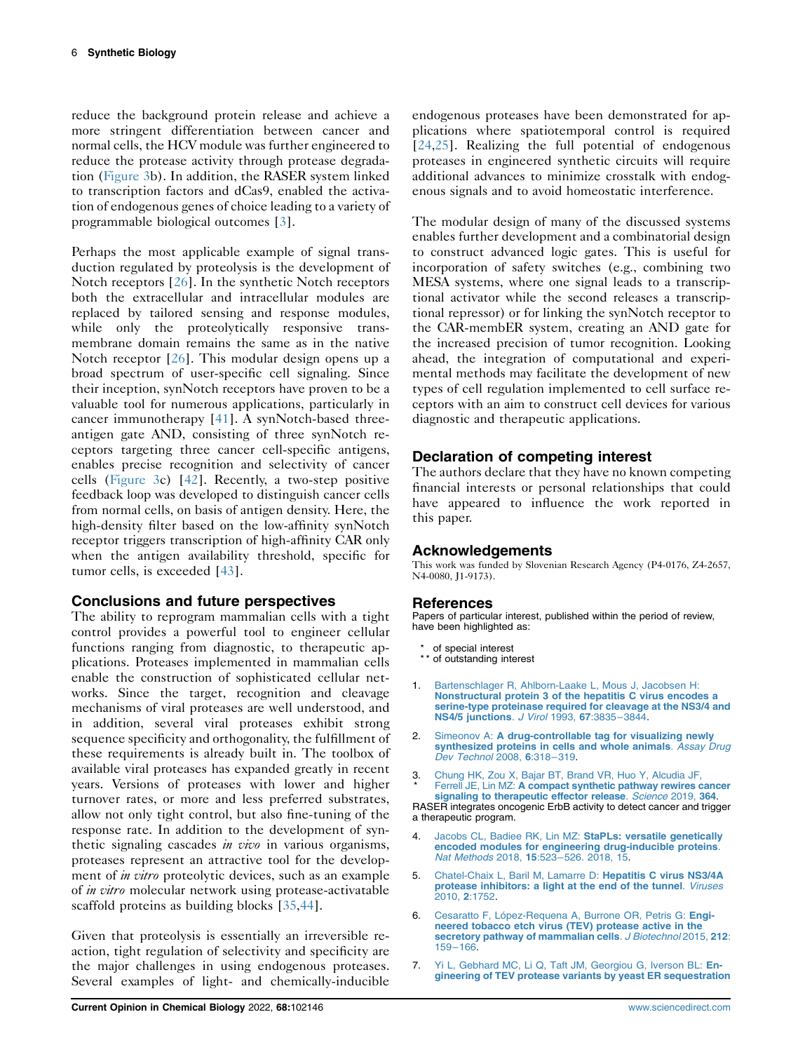reduce the background protein release and achieve a more stringent differentiation between cancer and normal cells, the HCV module was further engineered to reduce the protease activity through protease degradation (Figure 3b). In addition, the RASER system linked to transcription factors and dCas9, enabled the activation of endogenous genes of choice leading to a variety of programmable biological outcomes [3].

Perhaps the most applicable example of signal transduction regulated by proteolysis is the development of Notch receptors [26]. In the synthetic Notch receptors both the extracellular and intracellular modules are replaced by tailored sensing and response modules, while only the proteolytically responsive transmembrane domain remains the same as in the native Notch receptor [26]. This modular design opens up a broad spectrum of user-specific cell signaling. Since their inception, synNotch receptors have proven to be a valuable tool for numerous applications, particularly in cancer immunotherapy [41]. A synNotch-based three-antigen gate AND, consisting of three synNotch receptors targeting three cancer cell-specific antigens, enables precise recognition and selectivity of cancer cells (Figure 3c) [42]. Recently, a two-step positive feedback loop was developed to distinguish cancer cells from normal cells, on basis of antigen density. Here, the high-density filter based on the low-affinity synNotch receptor triggers transcription of high-affinity CAR only when the antigen availability threshold, specific for tumor cells, is exceeded [43].

## Conclusions and future perspectives

The ability to reprogram mammalian cells with a tight control provides a powerful tool to engineer cellular functions ranging from diagnostic, to therapeutic applications. Proteases implemented in mammalian cells enable the construction of sophisticated cellular networks. Since the target, recognition and cleavage mechanisms of viral proteases are well understood, and in addition, several viral proteases exhibit strong sequence specificity and orthogonality, the fulfillment of these requirements is already built in. The toolbox of available viral proteases has expanded greatly in recent years. Versions of proteases with lower and higher turnover rates, or more and less preferred substrates, allow not only tight control, but also fine-tuning of the response rate. In addition to the development of synthetic signaling cascades *in vivo* in various organisms, proteases represent an attractive tool for the development of *in vitro* proteolytic devices, such as an example of *in vitro* molecular network using protease-activatable scaffold proteins as building blocks [35,44].

Given that proteolysis is essentially an irreversible reaction, tight regulation of selectivity and specificity are the major challenges in using endogenous proteases. Several examples of light- and chemically-inducible endogenous proteases have been demonstrated for applications where spatiotemporal control is required [24,25]. Realizing the full potential of endogenous proteases in engineered synthetic circuits will require additional advances to minimize crosstalk with endogenous signals and to avoid homeostatic interference.

The modular design of many of the discussed systems enables further development and a combinatorial design to construct advanced logic gates. This is useful for incorporation of safety switches (e.g., combining two MESA systems, where one signal leads to a transcriptional activator while the second releases a transcriptional repressor) or for linking the synNotch receptor to the CAR-membER system, creating an AND gate for the increased precision of tumor recognition. Looking ahead, the integration of computational and experimental methods may facilitate the development of new types of cell regulation implemented to cell surface receptors with an aim to construct cell devices for various diagnostic and therapeutic applications.

## Declaration of competing interest

The authors declare that they have no known competing financial interests or personal relationships that could have appeared to influence the work reported in this paper.

## Acknowledgements

This work was funded by Slovenian Research Agency (P4-0176, Z4-2657, N4-0080, J1-9173).

## References

Papers of particular interest, published within the period of review, have been highlighted as:

\* of special interest
\* \* of outstanding interest

1. Bartenschlager R, Ahlborn-Laake L, Mous J, Jacobsen H: **Nonstructural protein 3 of the hepatitis C virus encodes a serine-type proteinase required for cleavage at the NS3/4 and NS4/5 junctions**. *J Virol* 1993, **67**:3835–3844.
2. Simeonov A: **A drug-controllable tag for visualizing newly synthesized proteins in cells and whole animals**. *Assay Drug Dev Technol* 2008, **6**:318–319.
3. \* Chung HK, Zou X, Bajar BT, Brand VR, Huo Y, Alcudia JF, Ferrell JE, Lin MZ: **A compact synthetic pathway rewires cancer signaling to therapeutic effector release**. *Science* 2019, **364**.
RASER integrates oncogenic ErbB activity to detect cancer and trigger a therapeutic program.
4. Jacobs CL, Badiee RK, Lin MZ: **StaPLs: versatile genetically encoded modules for engineering drug-inducible proteins**. *Nat Methods* 2018, **15**:523–526. 2018, 15.
5. Chatel-Chaix L, Baril M, Lamarre D: **Hepatitis C virus NS3/4A protease inhibitors: a light at the end of the tunnel**. *Viruses* 2010, **2**:1752.
6. Cesaratto F, López-Requena A, Burrone OR, Petris G: **Engineered tobacco etch virus (TEV) protease active in the secretory pathway of mammalian cells**. *J Biotechnol* 2015, **212**: 159–166.
7. Yi L, Gebhard MC, Li Q, Taft JM, Georgiou G, Iverson BL: **Engineering of TEV protease variants by yeast ER sequestration**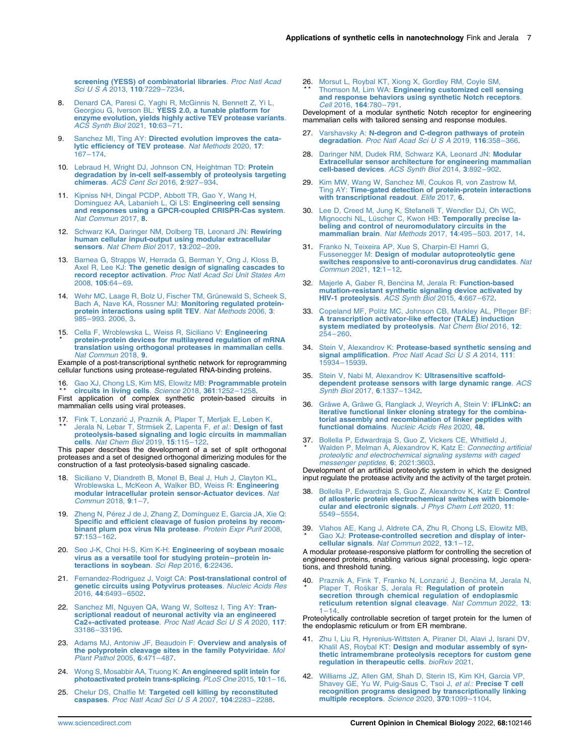**screening (YESS) of combinatorial libraries**. *Proc Natl Acad Sci U S A* 2013, **110**:7229–7234.

8. Denard CA, Paresi C, Yaghi R, McGinnis N, Bennett Z, Yi L, Georgiou G, Iverson BL: **YESS 2.0, a tunable platform for enzyme evolution, yields highly active TEV protease variants**. *ACS Synth Biol* 2021, **10**:63–71.

9. Sanchez MI, Ting AY: **Directed evolution improves the catalytic efficiency of TEV protease**. *Nat Methods* 2020, **17**: 167–174.

10. Lebraud H, Wright DJ, Johnson CN, Heightman TD: **Protein degradation by in-cell self-assembly of proteolysis targeting chimeras**. *ACS Cent Sci* 2016, **2**:927–934.

11. Kipniss NH, Dingal PCDP, Abbott TR, Gao Y, Wang H, Dominguez AA, Labanieh L, Qi LS: **Engineering cell sensing and responses using a GPCR-coupled CRISPR-Cas system**. *Nat Commun* 2017, **8**.

12. Schwarz KA, Daringer NM, Dolberg TB, Leonard JN: **Rewiring human cellular input-output using modular extracellular sensors**. *Nat Chem Biol* 2017, **13**:202–209.

13. Barnea G, Strapps W, Herrada G, Berman Y, Ong J, Kloss B, Axel R, Lee KJ: **The genetic design of signaling cascades to record receptor activation**. *Proc Natl Acad Sci Unit States Am* 2008, **105**:64–69.

14. Wehr MC, Laage R, Bolz U, Fischer TM, Grünewald S, Scheek S, Bach A, Nave KA, Rossner MJ: **Monitoring regulated protein-protein interactions using split TEV**. *Nat Methods* 2006, **3**: 985–993. 2006, 3.

15. * Cella F, Wroblewska L, Weiss R, Siciliano V: **Engineering protein-protein devices for multilayered regulation of mRNA translation using orthogonal proteases in mammalian cells**. *Nat Commun* 2018, **9**.
Example of a post-transcriptional synthetic network for reprogramming cellular functions using protease-regulated RNA-binding proteins.

16. ** Gao XJ, Chong LS, Kim MS, Elowitz MB: **Programmable protein circuits in living cells**. *Science* 2018, **361**:1252–1258.
First application of complex synthetic protein-based circuits in mammalian cells using viral proteases.

17. ** Fink T, Lonzarić J, Praznik A, Plaper T, Merljak E, Leben K, Jerala N, Lebar T, Strmšek Ž, Lapenta F, *et al.*: **Design of fast proteolysis-based signaling and logic circuits in mammalian cells**. *Nat Chem Biol* 2019, **15**:115–122.
This paper describes the development of a set of split orthogonal proteases and a set of designed orthogonal dimerizing modules for the construction of a fast proteolysis-based signaling cascade.

18. Siciliano V, Diandreth B, Monel B, Beal J, Huh J, Clayton KL, Wroblewska L, McKeon A, Walker BD, Weiss R: **Engineering modular intracellular protein sensor-Actuator devices**. *Nat Commun* 2018, **9**:1–7.

19. Zheng N, Pérez J de J, Zhang Z, Domínguez E, Garcia JA, Xie Q: **Specific and efficient cleavage of fusion proteins by recombinant plum pox virus NIa protease**. *Protein Expr Purif* 2008, **57**:153–162.

20. Seo J-K, Choi H-S, Kim K-H: **Engineering of soybean mosaic virus as a versatile tool for studying protein–protein interactions in soybean**. *Sci Rep* 2016, **6**:22436.

21. Fernandez-Rodriguez J, Voigt CA: **Post-translational control of genetic circuits using Potyvirus proteases**. *Nucleic Acids Res* 2016, **44**:6493–6502.

22. Sanchez MI, Nguyen QA, Wang W, Soltesz I, Ting AY: **Transcriptional readout of neuronal activity via an engineered Ca2+-activated protease**. *Proc Natl Acad Sci U S A* 2020, **117**: 33186–33196.

23. Adams MJ, Antoniw JF, Beaudoin F: **Overview and analysis of the polyprotein cleavage sites in the family Potyviridae**. *Mol Plant Pathol* 2005, **6**:471–487.

24. Wong S, Mosabbir AA, Truong K: **An engineered split intein for photoactivated protein trans-splicing**. *PLoS One* 2015, **10**:1–16.

25. Chelur DS, Chalfie M: **Targeted cell killing by reconstituted caspases**. *Proc Natl Acad Sci U S A* 2007, **104**:2283–2288.

26. ** Morsut L, Roybal KT, Xiong X, Gordley RM, Coyle SM, Thomson M, Lim WA: **Engineering customized cell sensing and response behaviors using synthetic Notch receptors**. *Cell* 2016, **164**:780–791.
Development of a modular synthetic Notch receptor for engineering mammalian cells with tailored sensing and response modules.

27. Varshavsky A: **N-degron and C-degron pathways of protein degradation**. *Proc Natl Acad Sci U S A* 2019, **116**:358–366.

28. Daringer NM, Dudek RM, Schwarz KA, Leonard JN: **Modular Extracellular sensor architecture for engineering mammalian cell-based devices**. *ACS Synth Biol* 2014, **3**:892–902.

29. Kim MW, Wang W, Sanchez MI, Coukos R, von Zastrow M, Ting AY: **Time-gated detection of protein-protein interactions with transcriptional readout**. *Elife* 2017, **6**.

30. Lee D, Creed M, Jung K, Stefanelli T, Wendler DJ, Oh WC, Mignocchi NL, Lüscher C, Kwon HB: **Temporally precise labeling and control of neuromodulatory circuits in the mammalian brain**. *Nat Methods* 2017, **14**:495–503. 2017, 14.

31. Franko N, Teixeira AP, Xue S, Charpin-El Hamri G, Fussenegger M: **Design of modular autoproteolytic gene switches responsive to anti-coronavirus drug candidates**. *Nat Commun* 2021, **12**:1–12.

32. Majerle A, Gaber R, Benčina M, Jerala R: **Function-based mutation-resistant synthetic signaling device activated by HIV-1 proteolysis**. *ACS Synth Biol* 2015, **4**:667–672.

33. Copeland MF, Politz MC, Johnson CB, Markley AL, Pfleger BF: **A transcription activator-like effector (TALE) induction system mediated by proteolysis**. *Nat Chem Biol* 2016, **12**: 254–260.

34. Stein V, Alexandrov K: **Protease-based synthetic sensing and signal amplification**. *Proc Natl Acad Sci U S A* 2014, **111**: 15934–15939.

35. Stein V, Nabi M, Alexandrov K: **Ultrasensitive scaffold-dependent protease sensors with large dynamic range**. *ACS Synth Biol* 2017, **6**:1337–1342.

36. Gräwe A, Gräwe G, Ranglack J, Weyrich A, Stein V: **iFLinkC: an iterative functional linker cloning strategy for the combinatorial assembly and recombination of linker peptides with functional domains**. *Nucleic Acids Res* 2020, **48**.

37. * Bollella P, Edwardraja S, Guo Z, Vickers CE, Whitfield J, Walden P, Melman A, Alexandrov K, Katz E: *Connecting artificial proteolytic and electrochemical signaling systems with caged messenger peptides*, **6**; 2021:3603.
Development of an artificial proteolytic system in which the designed input regulate the protease activity and the activity of the target protein.

38. Bollella P, Edwardraja S, Guo Z, Alexandrov K, Katz E: **Control of allosteric protein electrochemical switches with biomolecular and electronic signals**. *J Phys Chem Lett* 2020, **11**: 5549–5554.

39. * Vlahos AE, Kang J, Aldrete CA, Zhu R, Chong LS, Elowitz MB, Gao XJ: **Protease-controlled secretion and display of intercellular signals**. *Nat Commun* 2022, **13**:1–12.
A modular protease-responsive platform for controlling the secretion of engineered proteins, enabling various signal processing, logic operations, and threshold tuning.

40. * Praznik A, Fink T, Franko N, Lonzarić J, Benčina M, Jerala N, Plaper T, Roškar S, Jerala R: **Regulation of protein secretion through chemical regulation of endoplasmic reticulum retention signal cleavage**. *Nat Commun* 2022, **13**: 1–14.
Proteolytically controllable secretion of target protein for the lumen of the endoplasmic reticulum or from ER membrane.

41. Zhu I, Liu R, Hyrenius-Wittsten A, Piraner DI, Alavi J, Israni DV, Khalil AS, Roybal KT: **Design and modular assembly of synthetic intramembrane proteolysis receptors for custom gene regulation in therapeutic cells**. *bioRxiv* 2021.

42. Williams JZ, Allen GM, Shah D, Sterin IS, Kim KH, Garcia VP, Shavey GE, Yu W, Puig-Saus C, Tsoi J, *et al.*: **Precise T cell recognition programs designed by transcriptionally linking multiple receptors**. *Science* 2020, **370**:1099–1104.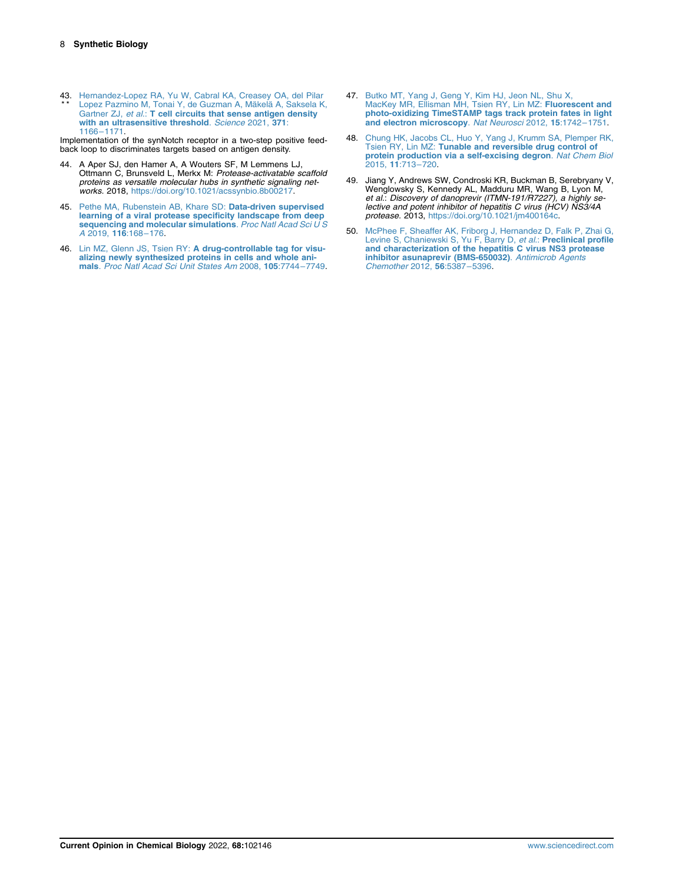43. Hernandez-Lopez RA, Yu W, Cabral KA, Creasey OA, del Pilar
\*\* Lopez Pazmino M, Tonai Y, de Guzman A, Mäkelä A, Saksela K, Gartner ZJ, *et al.*: **T cell circuits that sense antigen density with an ultrasensitive threshold**. *Science* 2021, **371**: 1166–1171.

Implementation of the synNotch receptor in a two-step positive feedback loop to discriminates targets based on antigen density.

44. A Aper SJ, den Hamer A, A Wouters SF, M Lemmens LJ, Ottmann C, Brunsveld L, Merkx M: *Protease-activatable scaffold proteins as versatile molecular hubs in synthetic signaling networks.* 2018, https://doi.org/10.1021/acssynbio.8b00217.

45. Pethe MA, Rubenstein AB, Khare SD: **Data-driven supervised learning of a viral protease specificity landscape from deep sequencing and molecular simulations**. *Proc Natl Acad Sci U S A* 2019, **116**:168–176.

46. Lin MZ, Glenn JS, Tsien RY: **A drug-controllable tag for visualizing newly synthesized proteins in cells and whole animals**. *Proc Natl Acad Sci Unit States Am* 2008, **105**:7744–7749.

47. Butko MT, Yang J, Geng Y, Kim HJ, Jeon NL, Shu X, MacKey MR, Ellisman MH, Tsien RY, Lin MZ: **Fluorescent and photo-oxidizing TimeSTAMP tags track protein fates in light and electron microscopy**. *Nat Neurosci* 2012, **15**:1742–1751.

48. Chung HK, Jacobs CL, Huo Y, Yang J, Krumm SA, Plemper RK, Tsien RY, Lin MZ: **Tunable and reversible drug control of protein production via a self-excising degron**. *Nat Chem Biol* 2015, **11**:713–720.

49. Jiang Y, Andrews SW, Condroski KR, Buckman B, Serebryany V, Wenglowsky S, Kennedy AL, Madduru MR, Wang B, Lyon M, *et al.*: *Discovery of danoprevir (ITMN-191/R7227), a highly selective and potent inhibitor of hepatitis C virus (HCV) NS3/4A protease.* 2013, https://doi.org/10.1021/jm400164c.

50. McPhee F, Sheaffer AK, Friborg J, Hernandez D, Falk P, Zhai G, Levine S, Chaniewski S, Yu F, Barry D, *et al.*: **Preclinical profile and characterization of the hepatitis C virus NS3 protease inhibitor asunaprevir (BMS-650032)**. *Antimicrob Agents Chemother* 2012, **56**:5387–5396.